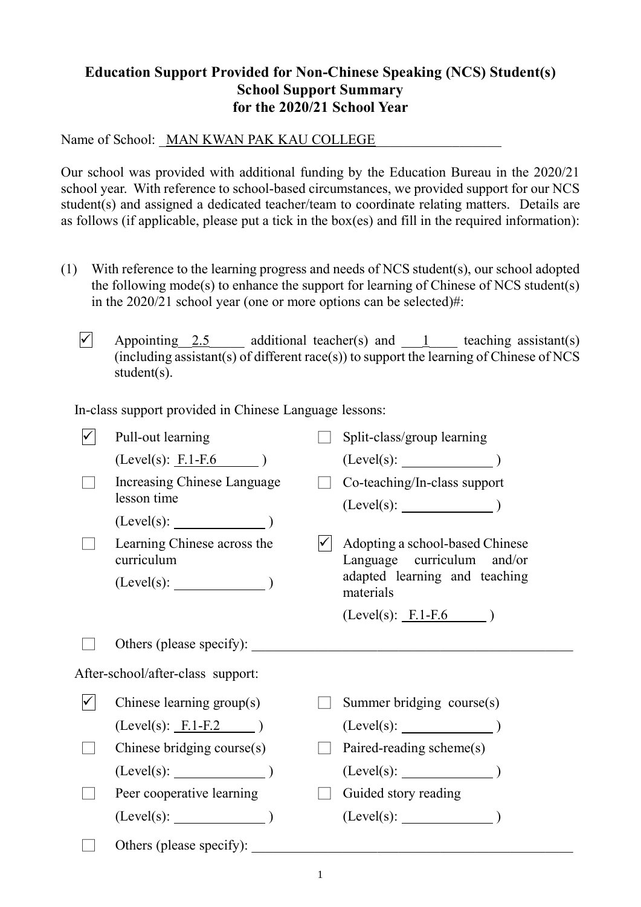**Education Support Provided for Non-Chinese Speaking (NCS) Student(s)**
**School Support Summary**
**for the 2020/21 School Year**

Name of School: MAN KWAN PAK KAU COLLEGE

Our school was provided with additional funding by the Education Bureau in the 2020/21 school year. With reference to school-based circumstances, we provided support for our NCS student(s) and assigned a dedicated teacher/team to coordinate relating matters. Details are as follows (if applicable, please put a tick in the box(es) and fill in the required information):

(1) With reference to the learning progress and needs of NCS student(s), our school adopted the following mode(s) to enhance the support for learning of Chinese of NCS student(s) in the 2020/21 school year (one or more options can be selected)#:

☑ Appointing 2.5 additional teacher(s) and 1 teaching assistant(s) (including assistant(s) of different race(s)) to support the learning of Chinese of NCS student(s).

In-class support provided in Chinese Language lessons:

☑ Pull-out learning (Level(s): F.1-F.6 )

☐ Split-class/group learning (Level(s): )

☐ Increasing Chinese Language lesson time (Level(s): )

☐ Co-teaching/In-class support (Level(s): )

☐ Learning Chinese across the curriculum (Level(s): )

☑ Adopting a school-based Chinese Language curriculum and/or adapted learning and teaching materials (Level(s): F.1-F.6 )

☐ Others (please specify):

After-school/after-class support:

☑ Chinese learning group(s) (Level(s): F.1-F.2 )

☐ Summer bridging course(s) (Level(s): )

☐ Chinese bridging course(s) (Level(s): )

☐ Paired-reading scheme(s) (Level(s): )

☐ Peer cooperative learning (Level(s): )

☐ Guided story reading (Level(s): )

☐ Others (please specify):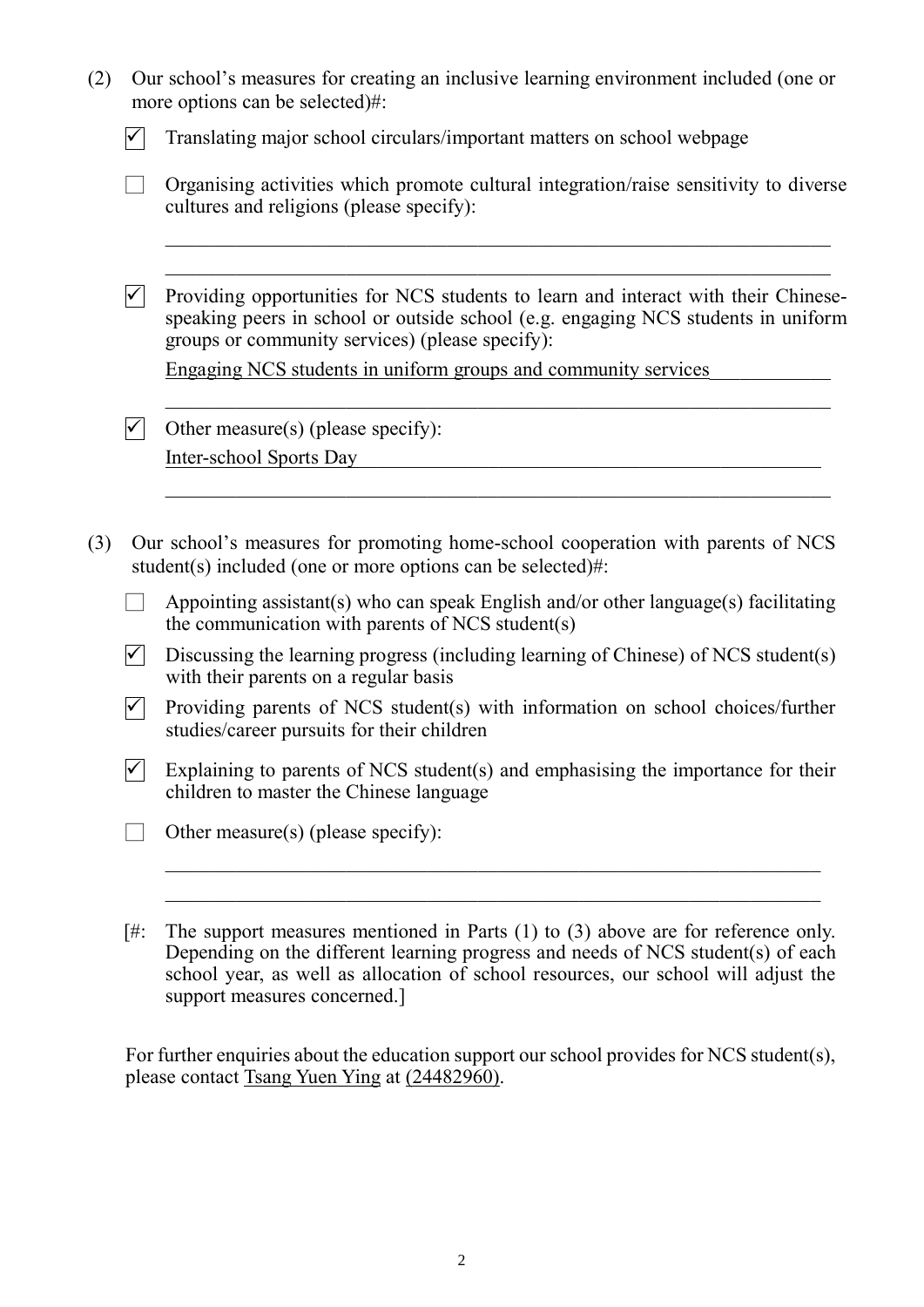(2) Our school's measures for creating an inclusive learning environment included (one or more options can be selected)#:

- [x] Translating major school circulars/important matters on school webpage
- [ ] Organising activities which promote cultural integration/raise sensitivity to diverse cultures and religions (please specify):
- [x] Providing opportunities for NCS students to learn and interact with their Chinese-speaking peers in school or outside school (e.g. engaging NCS students in uniform groups or community services) (please specify):
  Engaging NCS students in uniform groups and community services
- [x] Other measure(s) (please specify):
  Inter-school Sports Day

(3) Our school's measures for promoting home-school cooperation with parents of NCS student(s) included (one or more options can be selected)#:

- [ ] Appointing assistant(s) who can speak English and/or other language(s) facilitating the communication with parents of NCS student(s)
- [x] Discussing the learning progress (including learning of Chinese) of NCS student(s) with their parents on a regular basis
- [x] Providing parents of NCS student(s) with information on school choices/further studies/career pursuits for their children
- [x] Explaining to parents of NCS student(s) and emphasising the importance for their children to master the Chinese language
- [ ] Other measure(s) (please specify):

[#: The support measures mentioned in Parts (1) to (3) above are for reference only. Depending on the different learning progress and needs of NCS student(s) of each school year, as well as allocation of school resources, our school will adjust the support measures concerned.]

For further enquiries about the education support our school provides for NCS student(s), please contact Tsang Yuen Ying at (24482960).